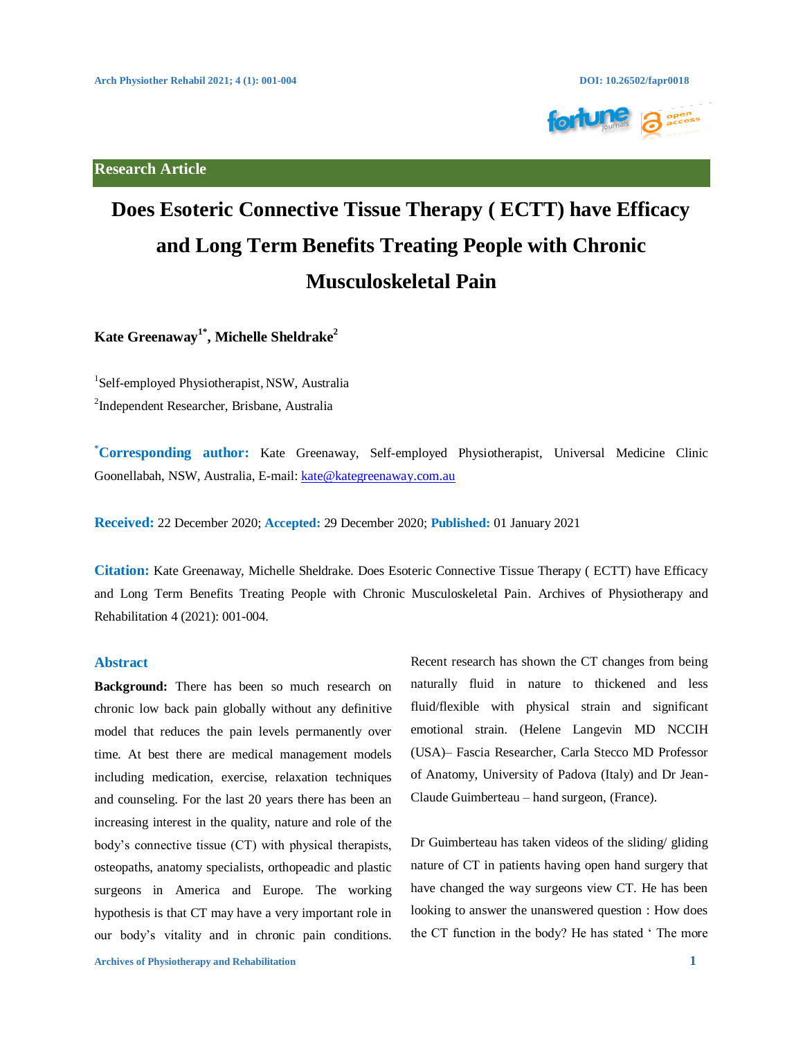Research Article

# Does Esoteric Connective Tissue Therapy ( ECTT) have Efficacy and Long Term Benefits Treating People with Chronic Musculoskeletal Pain

**Kate Greenaway[1*], Michelle Sheldrake[2]**

[1]Self-employed Physiotherapist, NSW, Australia

[2]Independent Researcher, Brisbane, Australia

**[*]Corresponding author:** Kate Greenaway, Self-employed Physiotherapist, Universal Medicine Clinic Goonellabah, NSW, Australia, E-mail: kate@kategreenaway.com.au

**Received:** 22 December 2020; **Accepted:** 29 December 2020; **Published:** 01 January 2021

**Citation:** Kate Greenaway, Michelle Sheldrake. Does Esoteric Connective Tissue Therapy ( ECTT) have Efficacy and Long Term Benefits Treating People with Chronic Musculoskeletal Pain. Archives of Physiotherapy and Rehabilitation 4 (2021): 001-004.

## Abstract

**Background:** There has been so much research on chronic low back pain globally without any definitive model that reduces the pain levels permanently over time. At best there are medical management models including medication, exercise, relaxation techniques and counseling. For the last 20 years there has been an increasing interest in the quality, nature and role of the body's connective tissue (CT) with physical therapists, osteopaths, anatomy specialists, orthopeadic and plastic surgeons in America and Europe. The working hypothesis is that CT may have a very important role in our body's vitality and in chronic pain conditions. Recent research has shown the CT changes from being naturally fluid in nature to thickened and less fluid/flexible with physical strain and significant emotional strain. (Helene Langevin MD NCCIH (USA)– Fascia Researcher, Carla Stecco MD Professor of Anatomy, University of Padova (Italy) and Dr Jean-Claude Guimberteau – hand surgeon, (France).

Dr Guimberteau has taken videos of the sliding/ gliding nature of CT in patients having open hand surgery that have changed the way surgeons view CT. He has been looking to answer the unanswered question : How does the CT function in the body? He has stated ' The more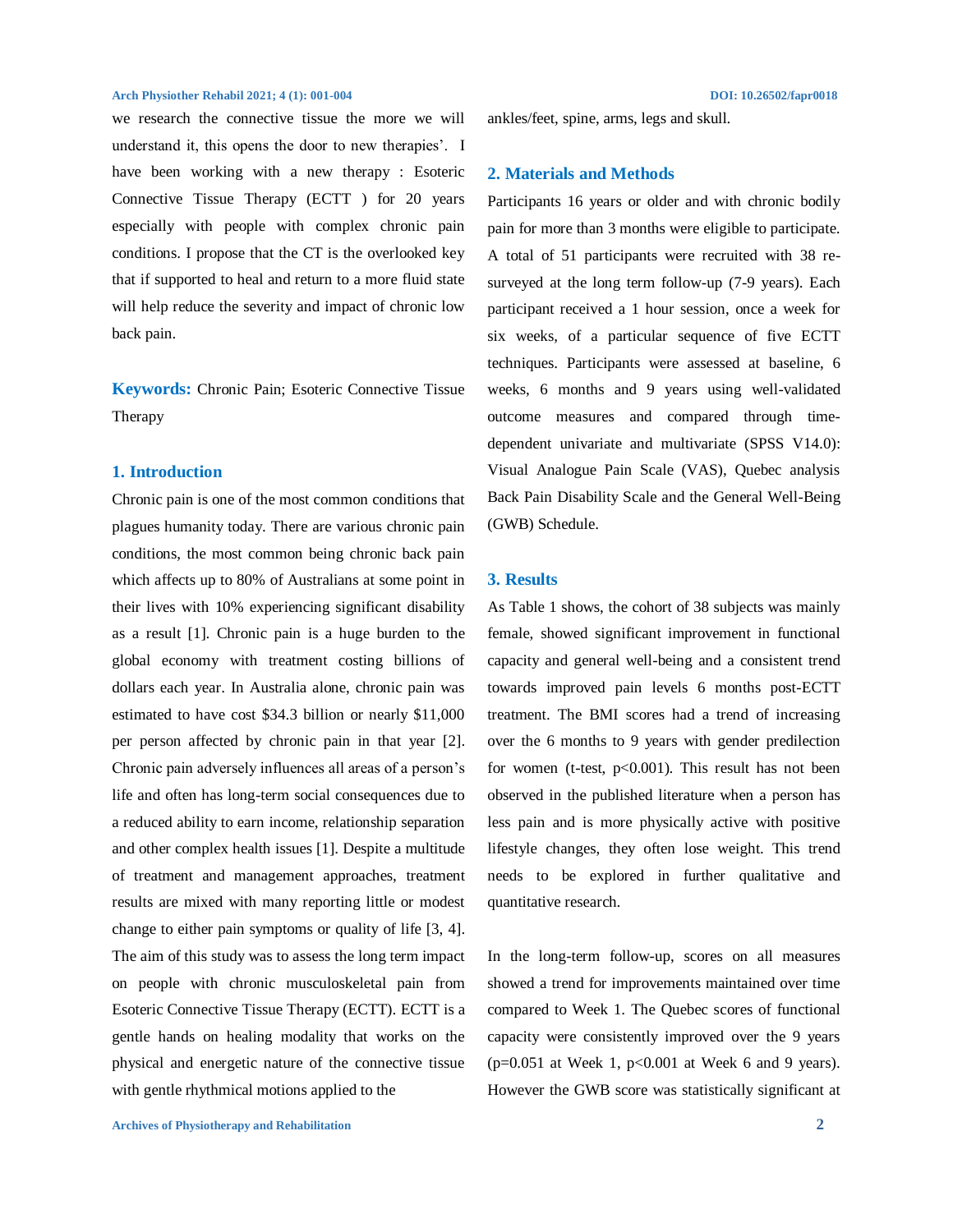we research the connective tissue the more we will understand it, this opens the door to new therapies'. I have been working with a new therapy : Esoteric Connective Tissue Therapy (ECTT ) for 20 years especially with people with complex chronic pain conditions. I propose that the CT is the overlooked key that if supported to heal and return to a more fluid state will help reduce the severity and impact of chronic low back pain.

**Keywords:** Chronic Pain; Esoteric Connective Tissue Therapy

## 1. Introduction

Chronic pain is one of the most common conditions that plagues humanity today. There are various chronic pain conditions, the most common being chronic back pain which affects up to 80% of Australians at some point in their lives with 10% experiencing significant disability as a result [1]. Chronic pain is a huge burden to the global economy with treatment costing billions of dollars each year. In Australia alone, chronic pain was estimated to have cost $34.3 billion or nearly $11,000 per person affected by chronic pain in that year [2]. Chronic pain adversely influences all areas of a person's life and often has long-term social consequences due to a reduced ability to earn income, relationship separation and other complex health issues [1]. Despite a multitude of treatment and management approaches, treatment results are mixed with many reporting little or modest change to either pain symptoms or quality of life [3, 4]. The aim of this study was to assess the long term impact on people with chronic musculoskeletal pain from Esoteric Connective Tissue Therapy (ECTT). ECTT is a gentle hands on healing modality that works on the physical and energetic nature of the connective tissue with gentle rhythmical motions applied to the ankles/feet, spine, arms, legs and skull.

## 2. Materials and Methods

Participants 16 years or older and with chronic bodily pain for more than 3 months were eligible to participate. A total of 51 participants were recruited with 38 re-surveyed at the long term follow-up (7-9 years). Each participant received a 1 hour session, once a week for six weeks, of a particular sequence of five ECTT techniques. Participants were assessed at baseline, 6 weeks, 6 months and 9 years using well-validated outcome measures and compared through time-dependent univariate and multivariate (SPSS V14.0): Visual Analogue Pain Scale (VAS), Quebec analysis Back Pain Disability Scale and the General Well-Being (GWB) Schedule.

## 3. Results

As Table 1 shows, the cohort of 38 subjects was mainly female, showed significant improvement in functional capacity and general well-being and a consistent trend towards improved pain levels 6 months post-ECTT treatment. The BMI scores had a trend of increasing over the 6 months to 9 years with gender predilection for women (t-test, $p<0.001$). This result has not been observed in the published literature when a person has less pain and is more physically active with positive lifestyle changes, they often lose weight. This trend needs to be explored in further qualitative and quantitative research.

In the long-term follow-up, scores on all measures showed a trend for improvements maintained over time compared to Week 1. The Quebec scores of functional capacity were consistently improved over the 9 years ($p=0.051$ at Week 1, $p<0.001$ at Week 6 and 9 years). However the GWB score was statistically significant at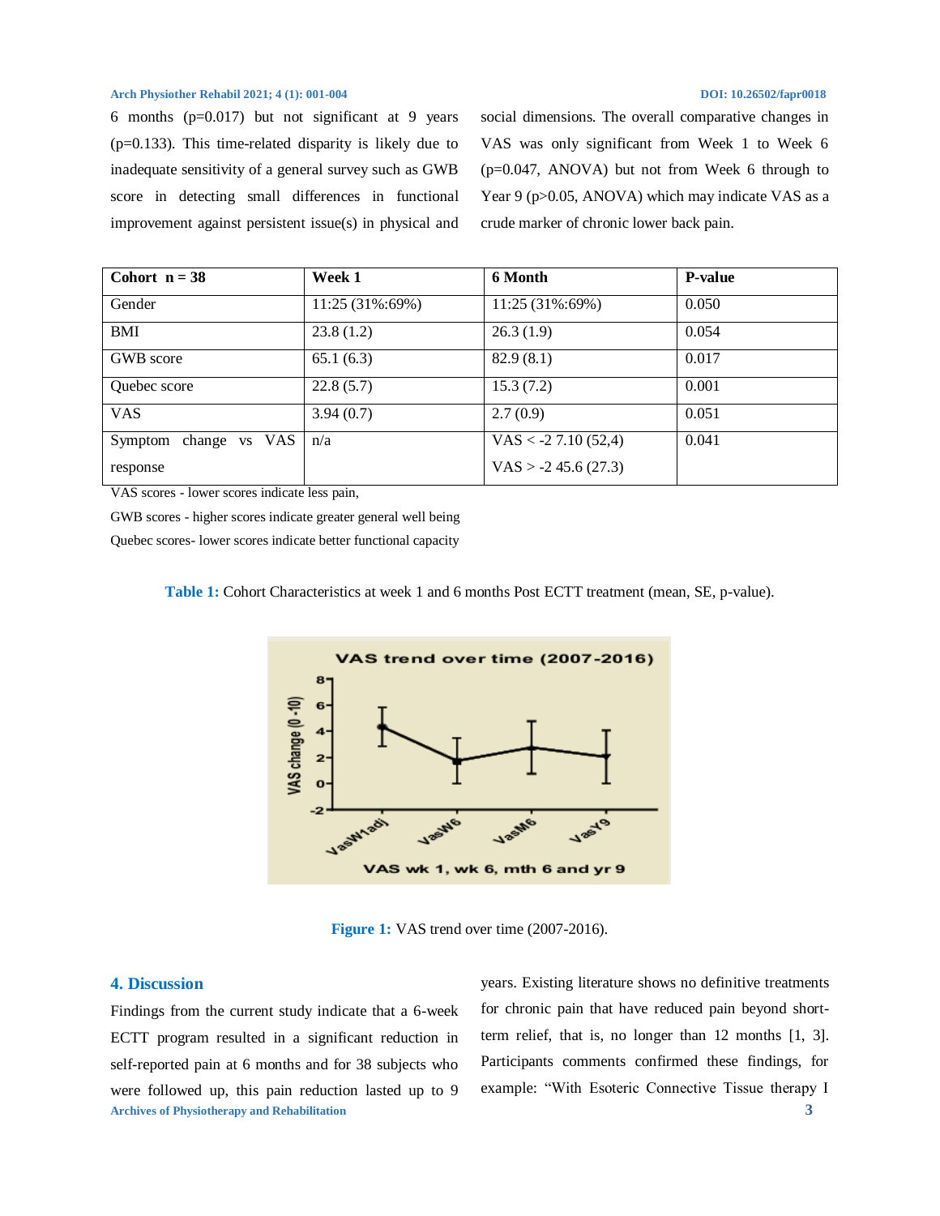6 months (p=0.017) but not significant at 9 years (p=0.133). This time-related disparity is likely due to inadequate sensitivity of a general survey such as GWB score in detecting small differences in functional improvement against persistent issue(s) in physical and social dimensions. The overall comparative changes in VAS was only significant from Week 1 to Week 6 (p=0.047, ANOVA) but not from Week 6 through to Year 9 (p>0.05, ANOVA) which may indicate VAS as a crude marker of chronic lower back pain.

| Cohort n = 38 | Week 1 | 6 Month | P-value |
|---|---|---|---|
| Gender | 11:25 (31%:69%) | 11:25 (31%:69%) | 0.050 |
| BMI | 23.8 (1.2) | 26.3 (1.9) | 0.054 |
| GWB score | 65.1 (6.3) | 82.9 (8.1) | 0.017 |
| Quebec score | 22.8 (5.7) | 15.3 (7.2) | 0.001 |
| VAS | 3.94 (0.7) | 2.7 (0.9) | 0.051 |
| Symptom change vs VAS response | n/a | VAS < -2 7.10 (52,4)<br>VAS > -2 45.6 (27.3) | 0.041 |

VAS scores - lower scores indicate less pain,

GWB scores - higher scores indicate greater general well being

Quebec scores- lower scores indicate better functional capacity

**Table 1:** Cohort Characteristics at week 1 and 6 months Post ECTT treatment (mean, SE, p-value).

**Figure 1:** VAS trend over time (2007-2016).

## 4. Discussion

Findings from the current study indicate that a 6-week ECTT program resulted in a significant reduction in self-reported pain at 6 months and for 38 subjects who were followed up, this pain reduction lasted up to 9 years. Existing literature shows no definitive treatments for chronic pain that have reduced pain beyond short-term relief, that is, no longer than 12 months [1, 3]. Participants comments confirmed these findings, for example: "With Esoteric Connective Tissue therapy I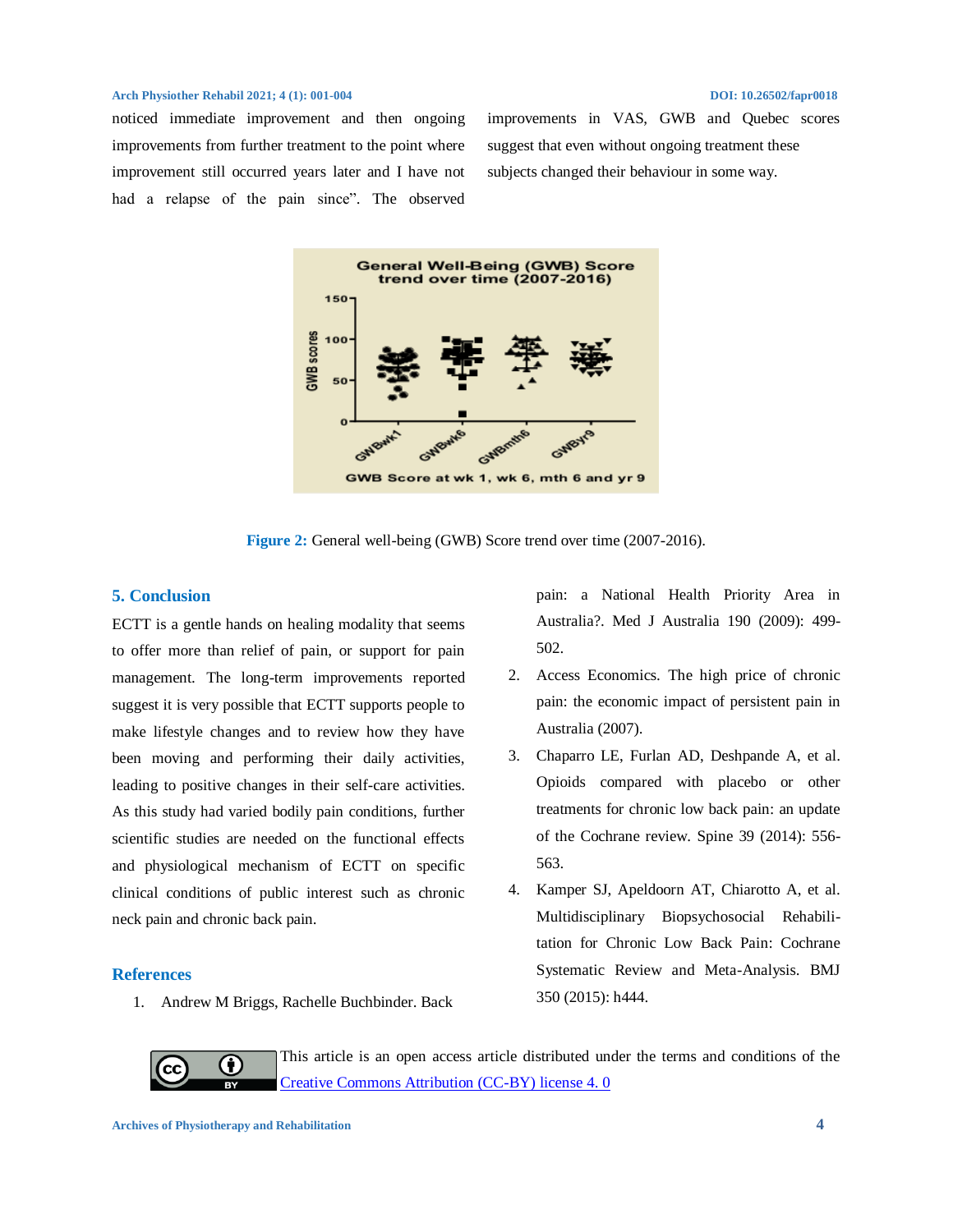noticed immediate improvement and then ongoing improvements from further treatment to the point where improvement still occurred years later and I have not had a relapse of the pain since". The observed improvements in VAS, GWB and Quebec scores suggest that even without ongoing treatment these subjects changed their behaviour in some way.

General Well-Being (GWB) Score
trend over time (2007-2016)

150
100
50
0

GWB scores

GWBwk1
GWBwk6
GWBmth6
GWByr9

GWB Score at wk 1, wk 6, mth 6 and yr 9

**Figure 2:** General well-being (GWB) Score trend over time (2007-2016).

## 5. Conclusion

ECTT is a gentle hands on healing modality that seems to offer more than relief of pain, or support for pain management. The long-term improvements reported suggest it is very possible that ECTT supports people to make lifestyle changes and to review how they have been moving and performing their daily activities, leading to positive changes in their self-care activities. As this study had varied bodily pain conditions, further scientific studies are needed on the functional effects and physiological mechanism of ECTT on specific clinical conditions of public interest such as chronic neck pain and chronic back pain.

## References

1. Andrew M Briggs, Rachelle Buchbinder. Back pain: a National Health Priority Area in Australia?. Med J Australia 190 (2009): 499-502.
2. Access Economics. The high price of chronic pain: the economic impact of persistent pain in Australia (2007).
3. Chaparro LE, Furlan AD, Deshpande A, et al. Opioids compared with placebo or other treatments for chronic low back pain: an update of the Cochrane review. Spine 39 (2014): 556-563.
4. Kamper SJ, Apeldoorn AT, Chiarotto A, et al. Multidisciplinary Biopsychosocial Rehabilitation for Chronic Low Back Pain: Cochrane Systematic Review and Meta-Analysis. BMJ 350 (2015): h444.

This article is an open access article distributed under the terms and conditions of the Creative Commons Attribution (CC-BY) license 4. 0